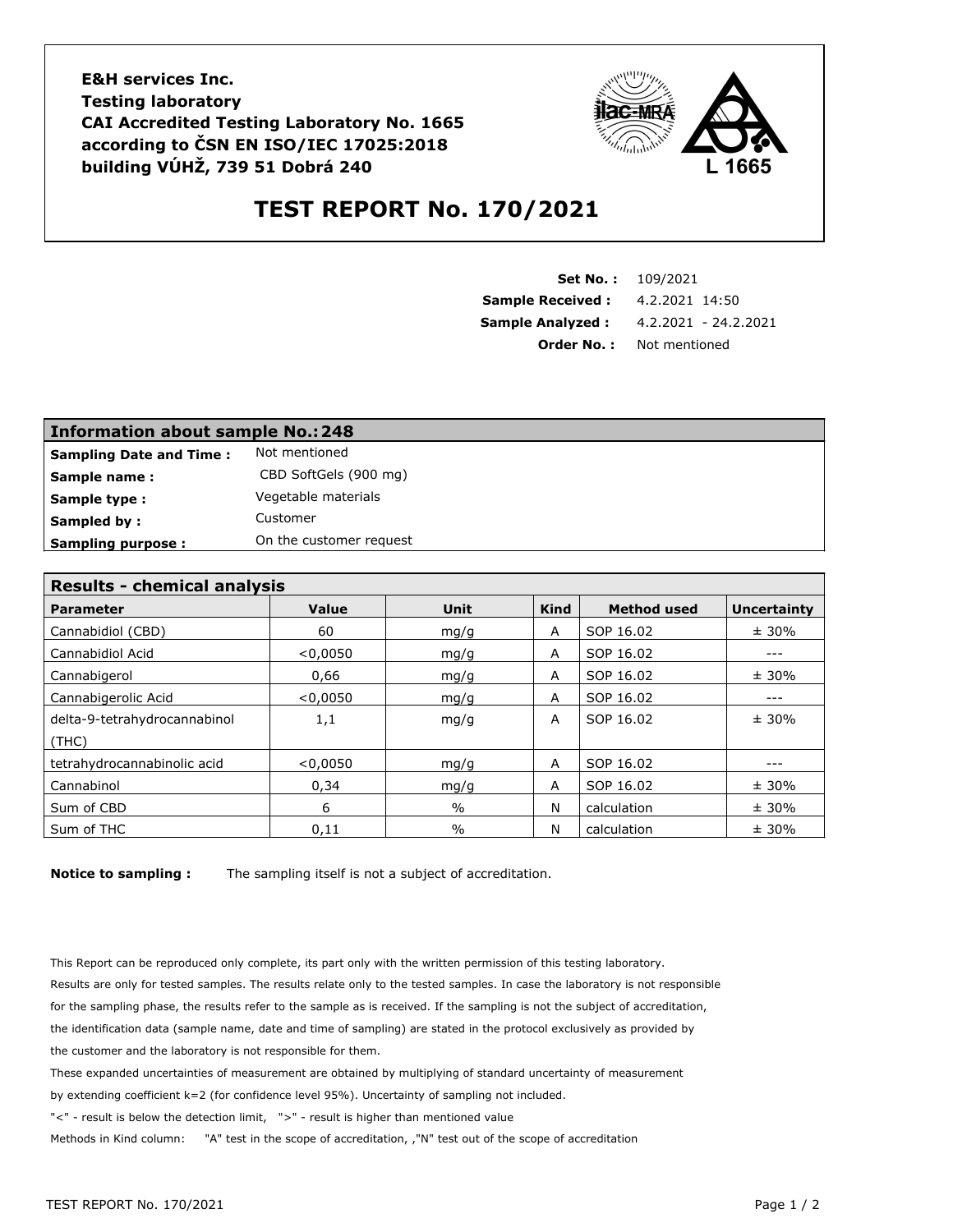**E&H services Inc.**
**Testing laboratory**
**CAI Accredited Testing Laboratory No. 1665**
**according to ČSN EN ISO/IEC 17025:2018**
**building VÚHŽ, 739 51 Dobrá 240**

L 1665

# TEST REPORT No. 170/2021

**Set No. :** 109/2021
**Sample Received :** 4.2.2021 14:50
**Sample Analyzed :** 4.2.2021 - 24.2.2021
**Order No. :** Not mentioned

| **Information about sample No.: 248** | |
|---|---|
| **Sampling Date and Time :** | Not mentioned |
| **Sample name :** | CBD SoftGels (900 mg) |
| **Sample type :** | Vegetable materials |
| **Sampled by :** | Customer |
| **Sampling purpose :** | On the customer request |

**Results - chemical analysis**

| Parameter | Value | Unit | Kind | Method used | Uncertainty |
|---|---|---|---|---|---|
| Cannabidiol (CBD) | 60 | mg/g | A | SOP 16.02 | ± 30% |
| Cannabidiol Acid | <0,0050 | mg/g | A | SOP 16.02 | --- |
| Cannabigerol | 0,66 | mg/g | A | SOP 16.02 | ± 30% |
| Cannabigerolic Acid | <0,0050 | mg/g | A | SOP 16.02 | --- |
| delta-9-tetrahydrocannabinol (THC) | 1,1 | mg/g | A | SOP 16.02 | ± 30% |
| tetrahydrocannabinolic acid | <0,0050 | mg/g | A | SOP 16.02 | --- |
| Cannabinol | 0,34 | mg/g | A | SOP 16.02 | ± 30% |
| Sum of CBD | 6 | % | N | calculation | ± 30% |
| Sum of THC | 0,11 | % | N | calculation | ± 30% |

**Notice to sampling :** The sampling itself is not a subject of accreditation.

This Report can be reproduced only complete, its part only with the written permission of this testing laboratory.
Results are only for tested samples. The results relate only to the tested samples. In case the laboratory is not responsible for the sampling phase, the results refer to the sample as is received. If the sampling is not the subject of accreditation, the identification data (sample name, date and time of sampling) are stated in the protocol exclusively as provided by the customer and the laboratory is not responsible for them.
These expanded uncertainties of measurement are obtained by multiplying of standard uncertainty of measurement by extending coefficient k=2 (for confidence level 95%). Uncertainty of sampling not included.
"<" - result is below the detection limit, ">" - result is higher than mentioned value
Methods in Kind column: "A" test in the scope of accreditation, ,"N" test out of the scope of accreditation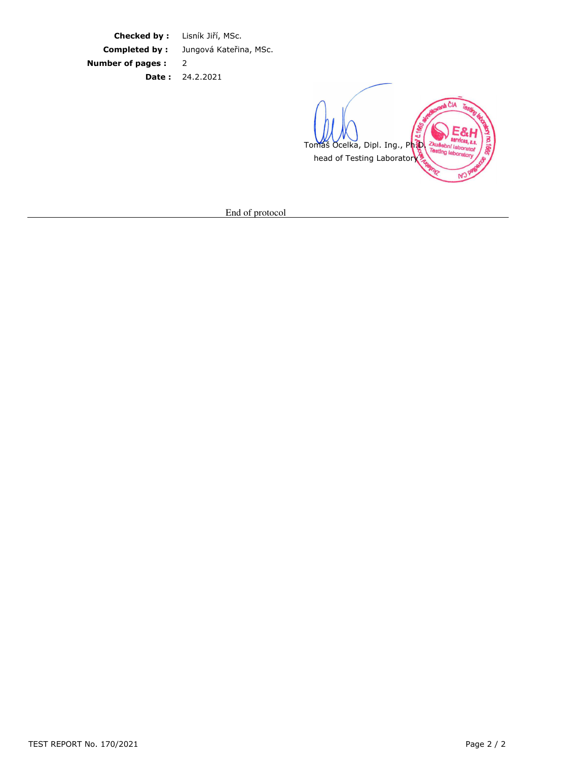| | |
|---|---|
| **Checked by :** | Lisník Jiří, MSc. |
| **Completed by :** | Jungová Kateřina, MSc. |
| **Number of pages :** | 2 |
| **Date :** | 24.2.2021 |

Tomáš Ocelka, Dipl. Ing., Ph.D.
head of Testing Laboratory

End of protocol